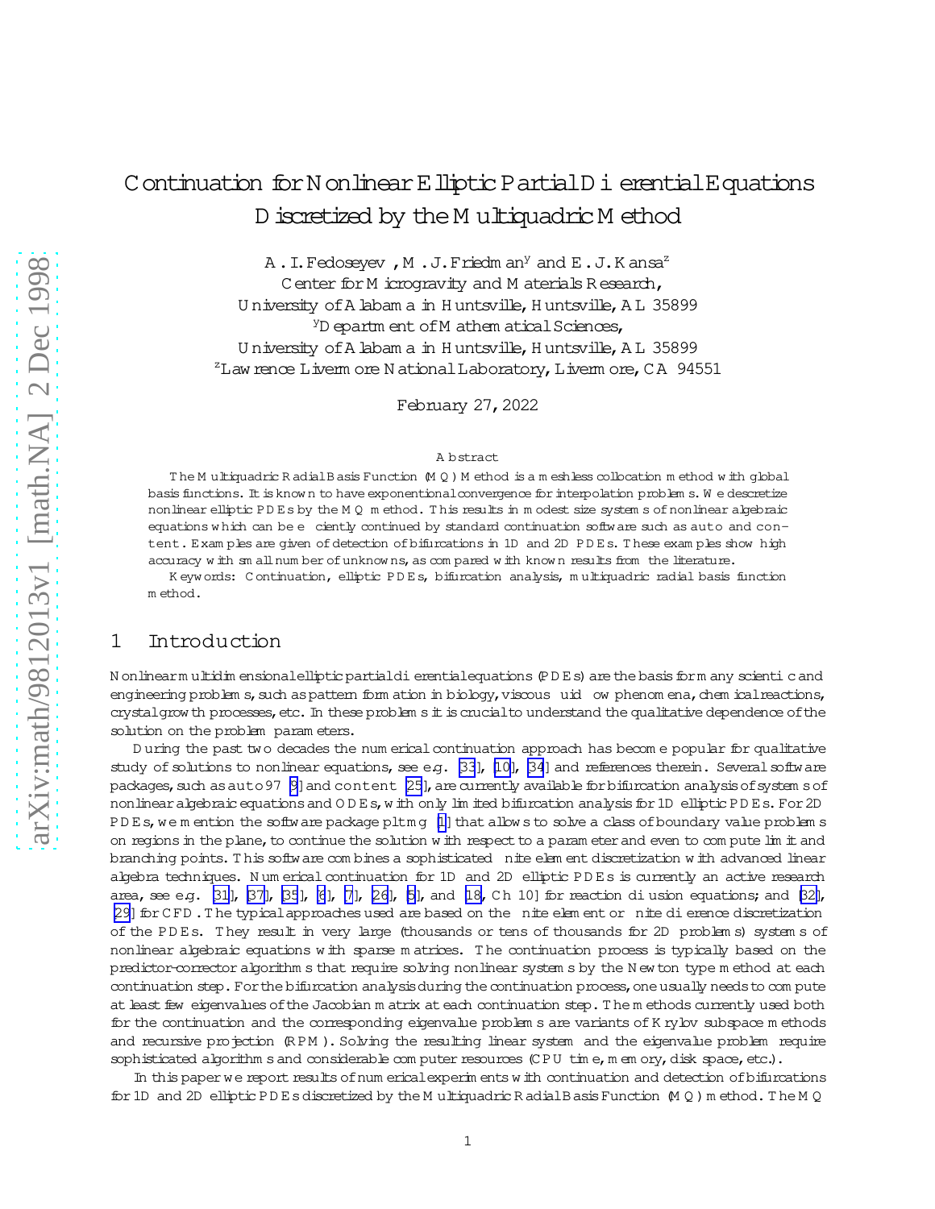# Continuation for Nonlinear Elliptic Partial Differential Equations Discretized by the Multiquadric Method

A. I. Fedoseyev, M. J. Friedman[y] and E. J. Kansa[z]

Center for Microgravity and Materials Research,
University of Alabama in Huntsville, Huntsville, AL 35899

[y]Department of Mathematical Sciences,
University of Alabama in Huntsville, Huntsville, AL 35899

[z]Lawrence Livermore National Laboratory, Livermore, CA 94551

February 27, 2022

## Abstract

The Multiquadric Radial Basis Function (MQ) Method is a meshless collocation method with global basis functions. It is known to have exponentional convergence for interpolation problems. We descretize nonlinear elliptic PDEs by the MQ method. This results in modest size systems of nonlinear algebraic equations which can be efficiently continued by standard continuation software such as auto and content. Examples are given of detection of bifurcations in 1D and 2D PDEs. These examples show high accuracy with small number of unknowns, as compared with known results from the literature.

Keywords: Continuation, elliptic PDEs, bifurcation analysis, multiquadric radial basis function method.

## 1 Introduction

Nonlinear multidimensional elliptic partial differential equations (PDEs) are the basis for many scientific and engineering problems, such as pattern formation in biology, viscous fluid flow phenomena, chemical reactions, crystal growth processes, etc. In these problems it is crucial to understand the qualitative dependence of the solution on the problem parameters.

During the past two decades the numerical continuation approach has become popular for qualitative study of solutions to nonlinear equations, see e.g. [33], [10], [34] and references therein. Several software packages, such as auto97 [9] and content [25], are currently available for bifurcation analysis of systems of nonlinear algebraic equations and ODEs, with only limited bifurcation analysis for 1D elliptic PDEs. For 2D PDEs, we mention the software package pltmg [1] that allows to solve a class of boundary value problems on regions in the plane, to continue the solution with respect to a parameter and even to compute limit and branching points. This software combines a sophisticated finite element discretization with advanced linear algebra techniques. Numerical continuation for 1D and 2D elliptic PDEs is currently an active research area, see e.g. [31], [37], [35], [6], [7], [26], [5], and [18, Ch 10] for reaction diffusion equations; and [32], [29] for CFD. The typical approaches used are based on the finite element or finite difference discretization of the PDEs. They result in very large (thousands or tens of thousands for 2D problems) systems of nonlinear algebraic equations with sparse matrices. The continuation process is typically based on the predictor-corrector algorithms that require solving nonlinear systems by the Newton type method at each continuation step. For the bifurcation analysis during the continuation process, one usually needs to compute at least few eigenvalues of the Jacobian matrix at each continuation step. The methods currently used both for the continuation and the corresponding eigenvalue problems are variants of Krylov subspace methods and recursive projection (RPM). Solving the resulting linear system and the eigenvalue problem require sophisticated algorithms and considerable computer resources (CPU time, memory, disk space, etc.).

In this paper we report results of numerical experiments with continuation and detection of bifurcations for 1D and 2D elliptic PDEs discretized by the Multiquadric Radial Basis Function (MQ) method. The MQ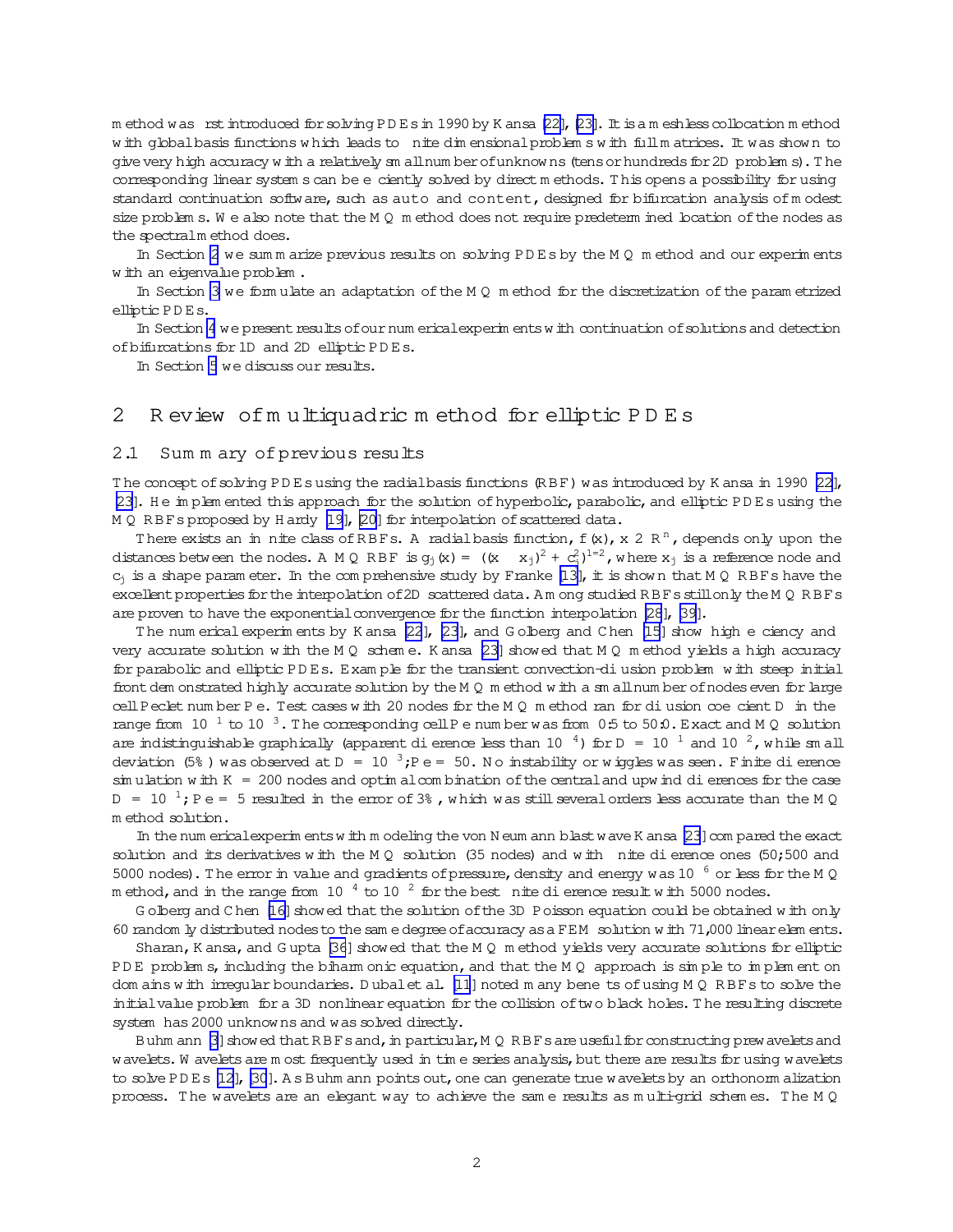method was first introduced for solving PDEs in 1990 by Kansa [22], [23]. It is a meshless collocation method with global basis functions which leads to finite dimensional problems with full matrices. It was shown to give very high accuracy with a relatively small number of unknowns (tens or hundreds for 2D problems). The corresponding linear systems can be efficiently solved by direct methods. This opens a possibility for using standard continuation software, such as auto and content, designed for bifurcation analysis of modest size problems. We also note that the MQ method does not require predetermined location of the nodes as the spectral method does.

In Section 2 we summarize previous results on solving PDEs by the MQ method and our experiments with an eigenvalue problem.

In Section 3 we formulate an adaptation of the MQ method for the discretization of the parametrized elliptic PDEs.

In Section 4 we present results of our numerical experiments with continuation of solutions and detection of bifurcations for 1D and 2D elliptic PDEs.

In Section 5 we discuss our results.

## 2 Review of multiquadric method for elliptic PDEs

### 2.1 Summary of previous results

The concept of solving PDEs using the radial basis functions (RBF) was introduced by Kansa in 1990 [22], [23]. He implemented this approach for the solution of hyperbolic, parabolic, and elliptic PDEs using the MQ RBFs proposed by Hardy [19], [20] for interpolation of scattered data.

There exists an infinite class of RBFs. A radial basis function, $f(x)$, $x \in R^n$, depends only upon the distances between the nodes. A MQ RBF is $g_j(x) = ((x - x_j)^2 + c_j^2)^{1/2}$, where $x_j$ is a reference node and $c_j$ is a shape parameter. In the comprehensive study by Franke [13], it is shown that MQ RBFs have the excellent properties for the interpolation of 2D scattered data. Among studied RBFs still only the MQ RBFs are proven to have the exponential convergence for the function interpolation [28], [39].

The numerical experiments by Kansa [22], [23], and Golberg and Chen [15] show high efficiency and very accurate solution with the MQ scheme. Kansa [23] showed that MQ method yields a high accuracy for parabolic and elliptic PDEs. Example for the transient convection-diffusion problem with steep initial front demonstrated highly accurate solution by the MQ method with a small number of nodes even for large cell Peclet number $Pe$. Test cases with 20 nodes for the MQ method ran for diffusion coefficient $D$ in the range from $10^{-1}$ to $10^{-3}$. The corresponding cell $Pe$ number was from 0.5 to 50.0. Exact and MQ solution are indistinguishable graphically (apparent difference less than $10^{-4}$) for $D = 10^{-1}$ and $10^{-2}$, while small deviation (5%) was observed at $D = 10^{-3}; Pe = 50$. No instability or wiggles was seen. Finite difference simulation with $K = 200$ nodes and optimal combination of the central and upwind differences for the case $D = 10^{-1}; Pe = 5$ resulted in the error of 3%, which was still several orders less accurate than the MQ method solution.

In the numerical experiments with modeling the von Neumann blast wave Kansa [23] compared the exact solution and its derivatives with the MQ solution (35 nodes) and with finite difference ones (50;500 and 5000 nodes). The error in value and gradients of pressure, density and energy was $10^{-6}$ or less for the MQ method, and in the range from $10^{-4}$ to $10^{-2}$ for the best finite difference result with 5000 nodes.

Golberg and Chen [16] showed that the solution of the 3D Poisson equation could be obtained with only 60 randomly distributed nodes to the same degree of accuracy as a FEM solution with 71,000 linear elements.

Sharan, Kansa, and Gupta [36] showed that the MQ method yields very accurate solutions for elliptic PDE problems, including the biharmonic equation, and that the MQ approach is simple to implement on domains with irregular boundaries. Dubal et al. [11] noted many benefits of using MQ RBFs to solve the initial value problem for a 3D nonlinear equation for the collision of two black holes. The resulting discrete system has 2000 unknowns and was solved directly.

Buhmann [3] showed that RBFs and, in particular, MQ RBFs are useful for constructing prewavelets and wavelets. Wavelets are most frequently used in time series analysis, but there are results for using wavelets to solve PDEs [12], [30]. As Buhmann points out, one can generate true wavelets by an orthonormalization process. The wavelets are an elegant way to achieve the same results as multi-grid schemes. The MQ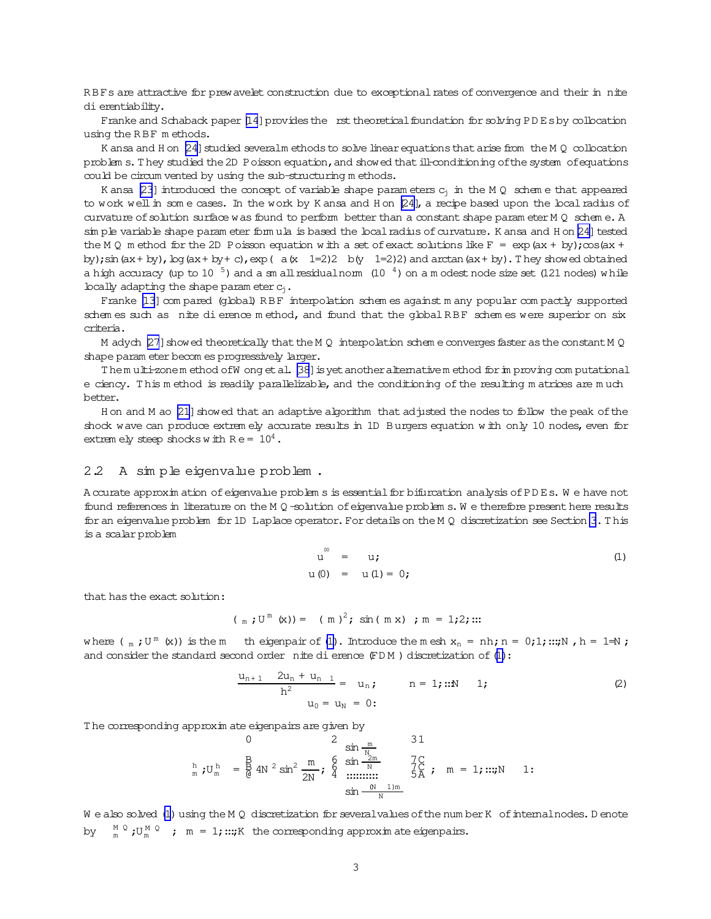RBFs are attractive for prewavelet construction due to exceptional rates of convergence and their infinite differentiability.

Franke and Schaback paper [14] provides the first theoretical foundation for solving PDEs by collocation using the RBF methods.

Kansa and Hon [24] studied several methods to solve linear equations that arise from the MQ collocation problems. They studied the 2D Poisson equation, and showed that ill-conditioning of the system of equations could be circumvented by using the sub-structuring methods.

Kansa [23] introduced the concept of variable shape parameters $c_j$ in the MQ scheme that appeared to work well in some cases. In the work by Kansa and Hon [24], a recipe based upon the local radius of curvature of solution surface was found to perform better than a constant shape parameter MQ scheme. A simple variable shape parameter formula is based the local radius of curvature. Kansa and Hon [24] tested the MQ method for the 2D Poisson equation with a set of exact solutions like $F = \exp(ax+by); \cos(ax+by); \sin(ax+by), \log(ax+by+c), \exp(-a(x-1/2)^2-b(y-1/2)^2)$ and $\arctan(ax+by)$. They showed obtained a high accuracy (up to $10^{-5}$) and a small residual norm ($10^{-4}$) on a modest node size set (121 nodes) while locally adapting the shape parameter $c_j$.

Franke [13] compared (global) RBF interpolation schemes against many popular compactly supported schemes such as finite difference method, and found that the global RBF schemes were superior on six criteria.

Madych [27] showed theoretically that the MQ interpolation scheme converges faster as the constant MQ shape parameter becomes progressively larger.

The multi-zone method of Wong et al. [38] is yet another alternative method for improving computational efficiency. This method is readily parallelizable, and the conditioning of the resulting matrices are much better.

Hon and Mao [21] showed that an adaptive algorithm that adjusted the nodes to follow the peak of the shock wave can produce extremely accurate results in 1D Burgers equation with only 10 nodes, even for extremely steep shocks with $Re = 10^4$.

## 2.2 A simple eigenvalue problem.

Accurate approximation of eigenvalue problems is essential for bifurcation analysis of PDEs. We have not found references in literature on the MQ-solution of eigenvalue problems. We therefore present here results for an eigenvalue problem for 1D Laplace operator. For details on the MQ discretization see Section 3. This is a scalar problem

$$
\begin{aligned}
u'' &= \lambda u; \\
u(0) &= u(1) = 0;
\end{aligned} \tag{1}
$$

that has the exact solution:

$$
(\lambda_m; U^m(x)) = (-(\pi m)^2; \sin(\pi m x)); \quad m = 1; 2; \ldots
$$

where $(\lambda_m; U^m(x))$ is the $m$-th eigenpair of (1). Introduce the mesh $x_n = nh; n = 0; 1; \ldots; N$, $h = 1/N$; and consider the standard second order finite difference (FDM) discretization of (1):

$$
\begin{aligned}
\frac{u_{n+1} - 2u_n + u_{n-1}}{h^2} &= \lambda u_n; \qquad n = 1; \ldots N-1; \\
u_0 = u_N &= 0:
\end{aligned} \tag{2}
$$

The corresponding approximate eigenpairs are given by

$$
\left(\lambda_m^h; U_m^h\right) = \left(-4N^2 \sin^2 \frac{\pi m}{2N}; \begin{bmatrix} \sin \frac{\pi m}{N} \\ \sin \frac{2\pi m}{N} \\ \vdots \\ \sin \frac{\pi (N-1)m}{N} \end{bmatrix}\right); \quad m = 1; \ldots; N-1:
$$

We also solved (1) using the MQ discretization for several values of the number $K$ of internal nodes. Denote by $\left(\lambda_m^{MQ}; U_m^{MQ}\right)$; $m = 1; \ldots; K$ the corresponding approximate eigenpairs.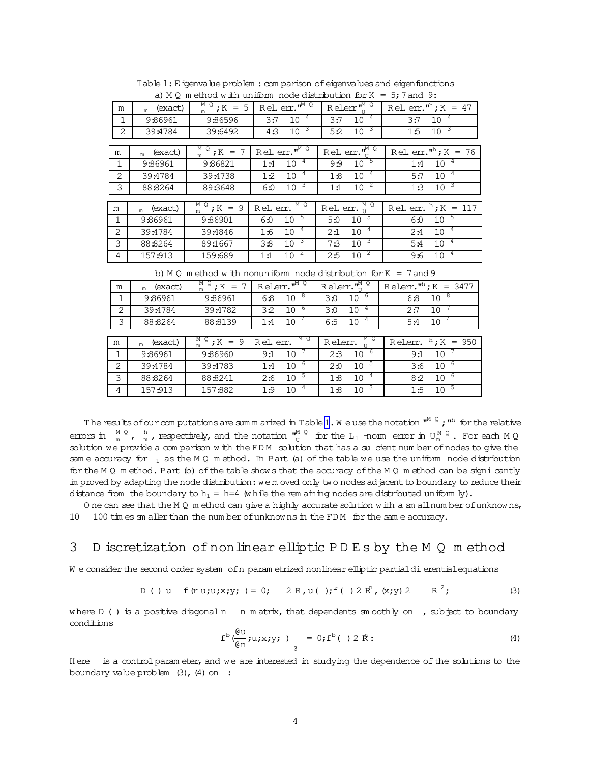Table 1: Eigenvalue problem: comparison of eigenvalues and eigenfunctions

a) MQ method with uniform node distribution for $K = 5, 7$ and $9$:

| $m$ | $\lambda_m$ (exact) | $\lambda_m^{MQ}$; $K = 5$ | Rel. err. $\varepsilon^{MQ}$ | Rel.err. $\varepsilon_U^{MQ}$ | Rel. err. $\varepsilon^h$; $K = 47$ |
|---|---|---|---|---|---|
| 1 | 9.86961 | 9.86596 | $3.7 \cdot 10^{-4}$ | $3.7 \cdot 10^{-4}$ | $3.7 \cdot 10^{-4}$ |
| 2 | 39.4784 | 39.6492 | $4.3 \cdot 10^{-3}$ | $5.2 \cdot 10^{-3}$ | $1.5 \cdot 10^{-3}$ |

| $m$ | $\lambda_m$ (exact) | $\lambda_m^{MQ}$; $K = 7$ | Rel. err. $\varepsilon^{MQ}$ | Rel. err. $\varepsilon_U^{MQ}$ | Rel. err. $\varepsilon^h$; $K = 76$ |
|---|---|---|---|---|---|
| 1 | 9.86961 | 9.86821 | $1.4 \cdot 10^{-4}$ | $9.9 \cdot 10^{-5}$ | $1.4 \cdot 10^{-4}$ |
| 2 | 39.4784 | 39.4738 | $1.2 \cdot 10^{-4}$ | $1.8 \cdot 10^{-4}$ | $5.7 \cdot 10^{-4}$ |
| 3 | 88.8264 | 89.3648 | $6.0 \cdot 10^{-3}$ | $1.1 \cdot 10^{-2}$ | $1.3 \cdot 10^{-3}$ |

| $m$ | $\lambda_m$ (exact) | $\lambda_m^{MQ}$; $K = 9$ | Rel. err. $\varepsilon^{MQ}$ | Rel. err. $\varepsilon_U^{MQ}$ | Rel. err. $\varepsilon^h$; $K = 117$ |
|---|---|---|---|---|---|
| 1 | 9.86961 | 9.86901 | $6.0 \cdot 10^{-5}$ | $5.0 \cdot 10^{-5}$ | $6.0 \cdot 10^{-5}$ |
| 2 | 39.4784 | 39.4846 | $1.6 \cdot 10^{-4}$ | $2.1 \cdot 10^{-4}$ | $2.4 \cdot 10^{-4}$ |
| 3 | 88.8264 | 89.1667 | $3.8 \cdot 10^{-3}$ | $7.3 \cdot 10^{-3}$ | $5.4 \cdot 10^{-4}$ |
| 4 | 157.913 | 159.689 | $1.1 \cdot 10^{-2}$ | $2.5 \cdot 10^{-2}$ | $9.6 \cdot 10^{-4}$ |

b) MQ method with nonuniform node distribution for $K = 7$ and $9$

| $m$ | $\lambda_m$ (exact) | $\lambda_m^{MQ}$; $K = 7$ | Rel.err. $\varepsilon^{MQ}$ | Rel.err. $\varepsilon_U^{MQ}$ | Rel.err. $\varepsilon^h$; $K = 3477$ |
|---|---|---|---|---|---|
| 1 | 9.86961 | 9.86961 | $6.8 \cdot 10^{-8}$ | $3.0 \cdot 10^{-6}$ | $6.8 \cdot 10^{-8}$ |
| 2 | 39.4784 | 39.4782 | $3.2 \cdot 10^{-6}$ | $3.0 \cdot 10^{-4}$ | $2.7 \cdot 10^{-7}$ |
| 3 | 88.8264 | 88.8139 | $1.4 \cdot 10^{-4}$ | $6.5 \cdot 10^{-4}$ | $5.4 \cdot 10^{-4}$ |

| $m$ | $\lambda_m$ (exact) | $\lambda_m^{MQ}$; $K = 9$ | Rel. err. $\varepsilon^{MQ}$ | Rel.err. $\varepsilon_U^{MQ}$ | Rel.err. $\varepsilon^h$; $K = 950$ |
|---|---|---|---|---|---|
| 1 | 9.86961 | 9.86960 | $9.1 \cdot 10^{-7}$ | $2.3 \cdot 10^{-6}$ | $9.1 \cdot 10^{-7}$ |
| 2 | 39.4784 | 39.4783 | $1.4 \cdot 10^{-6}$ | $2.0 \cdot 10^{-5}$ | $3.6 \cdot 10^{-6}$ |
| 3 | 88.8264 | 88.8241 | $2.6 \cdot 10^{-5}$ | $1.8 \cdot 10^{-4}$ | $8.2 \cdot 10^{-6}$ |
| 4 | 157.913 | 157.882 | $1.9 \cdot 10^{-4}$ | $1.8 \cdot 10^{-3}$ | $1.5 \cdot 10^{-5}$ |

The results of our computations are summarized in Table 1. We use the notation $\varepsilon^{MQ}$, $\varepsilon^h$ for the relative errors in $\lambda_m^{MQ}$, $\lambda_m^h$, respectively, and the notation $\varepsilon_U^{MQ}$ for the $L_1$-norm error in $U_m^{MQ}$. For each MQ solution we provide a comparison with the FDM solution that has a sufficient number of nodes to give the same accuracy for $\lambda_1$ as the MQ method. In Part (a) of the table we use the uniform node distribution for the MQ method. Part (b) of the table shows that the accuracy of the MQ method can be significantly improved by adapting the node distribution: we moved only two nodes adjacent to boundary to reduce their distance from the boundary to $h_1 = h/4$ (while the remaining nodes are distributed uniformly).

One can see that the MQ method can give a highly accurate solution with a small number of unknowns, $10 - 100$ times smaller than the number of unknowns in the FDM for the same accuracy.

## 3 Discretization of nonlinear elliptic PDEs by the MQ method

We consider the second order system of $n$ parametrized nonlinear elliptic partial differential equations

$$D(\lambda)\Delta u - f(\nabla u, u, x, y, \lambda) = 0; \quad \lambda \in R, u(\lambda), f(\lambda) \in R^n, (x,y) \in \Omega \subset R^2, \tag{3}$$

where $D(\lambda)$ is a positive diagonal $n \times n$ matrix, that dependents smoothly on $\lambda$, subject to boundary conditions

$$f^b\left(\frac{\partial u}{\partial n}, u, x, y, \lambda\right)\Big|_{\partial\Omega} = 0; f^b(\lambda) \in R^n. \tag{4}$$

Here $\lambda$ is a control parameter, and we are interested in studying the dependence of the solutions to the boundary value problem (3), (4) on $\lambda$: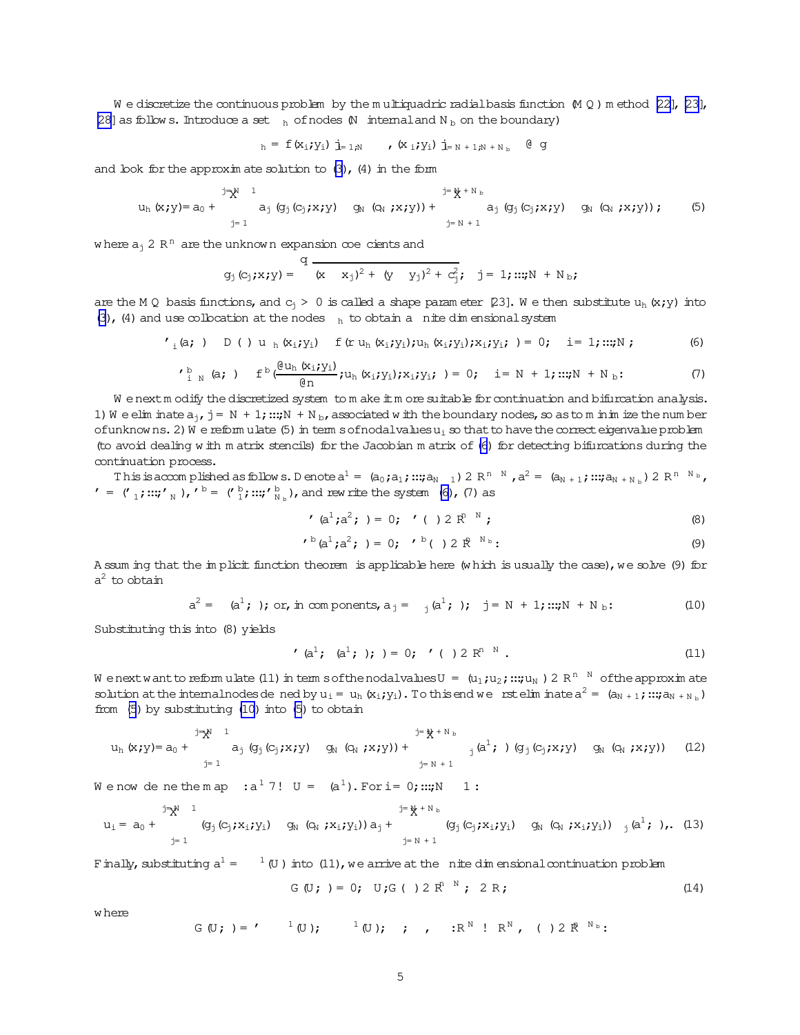We discretize the continuous problem by the multiquadric radial basis function (MQ) method [22], [23], [28] as follows. Introduce a set $\Omega_h$ of nodes ($N$ internal and $N_b$ on the boundary)

$$\Omega_h = \{(x_i, y_i)\}_{i=1,N} \cup \{(x_i, y_i)\}_{i=N+1,N+N_b} \subset \partial\Omega$$

and look for the approximate solution to (3), (4) in the form

$$u_h(x,y) = a_0 + \sum_{j=1}^{j=N-1} a_j\,(g_j(c_j;x,y) - g_N(c_N;x,y)) + \sum_{j=N+1}^{j=N+N_b} a_j\,(g_j(c_j;x,y) - g_N(c_N;x,y)), \tag{5}$$

where $a_j \in \mathbb{R}^n$ are the unknown expansion coefficients and

$$g_j(c_j;x,y) = \sqrt{(x-x_j)^2 + (y-y_j)^2 + c_j^2}, \quad j = 1,\ldots,N+N_b;$$

are the MQ basis functions, and $c_j > 0$ is called a shape parameter [23]. We then substitute $u_h(x,y)$ into (3), (4) and use collocation at the nodes $\Omega_h$ to obtain a finite dimensional system

$$\varphi_i(a;\lambda) \equiv D(\lambda)\,\Delta u_h(x_i,y_i) - f(\nabla u_h(x_i,y_i), u_h(x_i,y_i), x_i, y_i;\lambda) = 0; \quad i = 1,\ldots,N; \tag{6}$$

$$\varphi^b_{i-N}(a;\lambda) \equiv f^b\!\left(\frac{\partial u_h(x_i,y_i)}{\partial n}, u_h(x_i,y_i), x_i, y_i;\lambda\right) = 0; \quad i = N+1,\ldots,N+N_b. \tag{7}$$

We next modify the discretized system to make it more suitable for continuation and bifurcation analysis. 1) We eliminate $a_j$, $j = N+1,\ldots,N+N_b$, associated with the boundary nodes, so as to minimize the number of unknowns. 2) We reformulate (5) in terms of nodal values $u_i$ so that to have the correct eigenvalue problem (to avoid dealing with matrix stencils) for the Jacobian matrix of (6) for detecting bifurcations during the continuation process.

This is accomplished as follows. Denote $a^1 = (a_0, a_1, \ldots, a_{N-1}) \in \mathbb{R}^{n\times N}$, $a^2 = (a_{N+1}, \ldots, a_{N+N_b}) \in \mathbb{R}^{n\times N_b}$, $\varphi = (\varphi_1, \ldots, \varphi_N)$, $\varphi^b = (\varphi^b_1, \ldots, \varphi^b_{N_b})$, and rewrite the system (6), (7) as

$$\varphi(a^1, a^2;\lambda) = 0; \quad \varphi(\cdot) \in \mathbb{R}^{n\times N}; \tag{8}$$

$$\varphi^b(a^1, a^2;\lambda) = 0; \quad \varphi^b(\cdot) \in \mathbb{R}^{n\times N_b}. \tag{9}$$

Assuming that the implicit function theorem is applicable here (which is usually the case), we solve (9) for $a^2$ to obtain

$$a^2 = \psi(a^1;\lambda); \text{ or, in components, } a_j = \psi_j(a^1;\lambda); \quad j = N+1,\ldots,N+N_b. \tag{10}$$

Substituting this into (8) yields

$$\varphi(a^1, \psi(a^1;\lambda);\lambda) = 0; \quad \varphi(\cdot) \in \mathbb{R}^{n\times N}. \tag{11}$$

We next want to reformulate (11) in terms of the nodal values $U = (u_1, u_2, \ldots, u_N) \in \mathbb{R}^{n\times N}$ of the approximate solution at the internal nodes defined by $u_i = u_h(x_i, y_i)$. To this end we first eliminate $a^2 = (a_{N+1}, \ldots, a_{N+N_b})$ from (5) by substituting (10) into (5) to obtain

$$u_h(x,y) = a_0 + \sum_{j=1}^{j=N-1} a_j\,(g_j(c_j;x,y) - g_N(c_N;x,y)) + \sum_{j=N+1}^{j=N+N_b} \psi_j(a^1;\lambda)\,(g_j(c_j;x,y) - g_N(c_N;x,y)) \tag{12}$$

We now define the map $\Phi : a^1 \mapsto U = \Phi(a^1)$. For $i = 0,\ldots,N-1$:

$$u_i = a_0 + \sum_{j=1}^{j=N-1} (g_j(c_j;x_i,y_i) - g_N(c_N;x_i,y_i))\,a_j + \sum_{j=N+1}^{j=N+N_b} (g_j(c_j;x_i,y_i) - g_N(c_N;x_i,y_i))\,\psi_j(a^1;\lambda). \tag{13}$$

Finally, substituting $a^1 = \Phi^{-1}(U)$ into (11), we arrive at the finite dimensional continuation problem

$$G(U;\lambda) = 0; \quad U, G(\cdot) \in \mathbb{R}^{n\times N}; \quad \lambda \in \mathbb{R}; \tag{14}$$

where

$$G(U;\lambda) = \varphi\left(\Phi^{-1}(U), \psi(\Phi^{-1}(U);\lambda);\lambda\right), \quad \Phi : \mathbb{R}^N \to \mathbb{R}^N, \quad \psi(\cdot) \in \mathbb{R}^{n\times N_b}.$$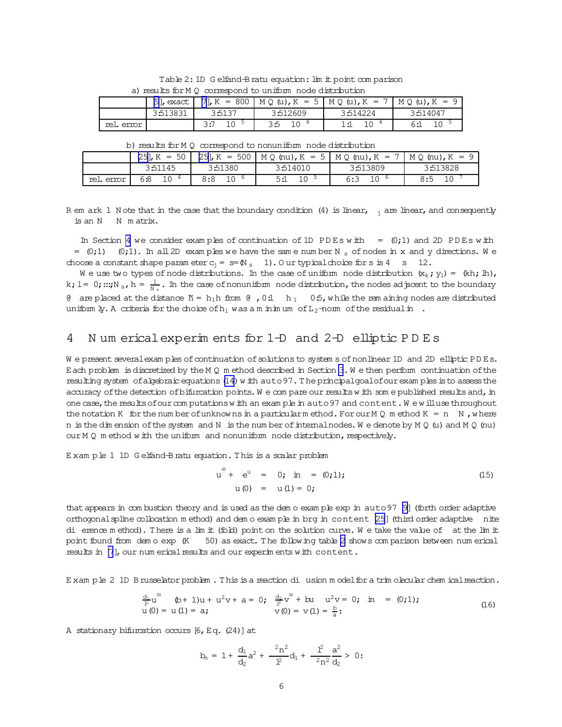Table 2: 1D Gelfand-Bratu equation: limit point comparison

a) results for MQ correspond to uniform node distribution

| | [9], exact | [7], K = 800 | MQ (u), K = 5 | MQ (u), K = 7 | MQ (u), K = 9 |
|---|---|---|---|---|---|
| | 3.513831 | 3.5137 | 3.512609 | 3.514224 | 3.514047 |
| rel. error | | $3.7 \cdot 10^{-5}$ | $3.5 \cdot 10^{-4}$ | $1.1 \cdot 10^{-4}$ | $6.1 \cdot 10^{-5}$ |

b) results for MQ correspond to nonuniform node distribution

| | [25], K = 50 | [25], K = 500 | MQ (nu), K = 5 | MQ (nu), K = 7 | MQ (nu), K = 9 |
|---|---|---|---|---|---|
| | 3.51145 | 3.51380 | 3.514010 | 3.513809 | 3.513828 |
| rel. error | $6.8 \cdot 10^{-4}$ | $8.8 \cdot 10^{-6}$ | $5.1 \cdot 10^{-5}$ | $6.3 \cdot 10^{-6}$ | $8.5 \cdot 10^{-7}$ |

**Remark 1** Note that in the case that the boundary condition (4) is linear, $\Psi_j$ are linear, and consequently $\Psi$ is an $N \times N$ matrix.

In Section 4 we consider examples of continuation of 1D PDEs with $\Omega = (0;1)$ and 2D PDEs with $\Omega = (0;1) \times (0;1)$. In all 2D examples we have the same number $N_s$ of nodes in x and y directions. We choose a constant shape parameter $c_j = s/(N_s - 1)$. Our typical choice for s is $4 \leq s \leq 12$.

We use two types of node distributions. In the case of uniform node distribution $(x_k; y_l) = (kh; lh)$, $k; l = 0; \ldots; N_s$, $h = \frac{1}{N_s}$. In the case of nonuniform node distribution, the nodes adjacent to the boundary $\partial\Omega$ are placed at the distance $\tilde{h} = h_1 h$ from $\partial\Omega$, $0.1 \leq h_1 \leq 0.5$, while the remaining nodes are distributed uniformly. A criteria for the choice of $h_1$ was a minimum of $L_2$-norm of the residual in $\Omega$.

# 4 Numerical experiments for 1-D and 2-D elliptic PDEs

We present several examples of continuation of solutions to systems of nonlinear 1D and 2D elliptic PDEs. Each problem is discretized by the MQ method described in Section 3. We then perform continuation of the resulting system of algebraic equations (14) with auto97. The principal goal of our examples is to assess the accuracy of the detection of bifurcation points. We compare our results with some published results and, in one case, the results of our computations with an example in auto97 and content. We will use throughout the notation K for the number of unknowns in a particular method. For our MQ method $K = n \times N$, where n is the dimension of the system and N is the number of internal nodes. We denote by MQ (u) and MQ (nu) our MQ method with the uniform and nonuniform node distribution, respectively.

**Example 1** 1D Gelfand-Bratu equation. This is a scalar problem

$$
\begin{aligned}
u'' + \lambda e^u &= 0, \quad \text{in } \Omega = (0;1); \\
u(0) &= u(1) = 0;
\end{aligned}
\tag{15}
$$

that appears in combustion theory and is used as the demo example exp in auto97 [9] (forth order adaptive orthogonal spline collocation method) and demo example in brg in content [25] (third order adaptive finite difference method). There is a limit (fold) point on the solution curve. We take the value of $\lambda$ at the limit point found from demo exp ($K \approx 50$) as exact. The following table 2 shows comparison between numerical results in [7], our numerical results and our experiments with content.

**Example 2** 1D Brusselator problem. This is a reaction diffusion model for a trimolecular chemical reaction.

$$
\begin{aligned}
&\tfrac{d_1}{l^2} u'' - (b+1)u + u^2 v + a = 0; \quad \tfrac{d_2}{l^2} v'' + bu - u^2 v = 0; \quad \text{in } \Omega = (0;1); \\
&u(0) = u(1) = a; \qquad\qquad\qquad\quad v(0) = v(1) = \tfrac{b}{a}:
\end{aligned}
\tag{16}
$$

A stationary bifurcation occurs [6, Eq. (24)] at

$$
b_n = 1 + \frac{d_1}{d_2} a^2 + \frac{\pi^2 n^2}{l^2} d_1 + \frac{l^2}{\pi^2 n^2} \frac{a^2}{d_2} > 0:
$$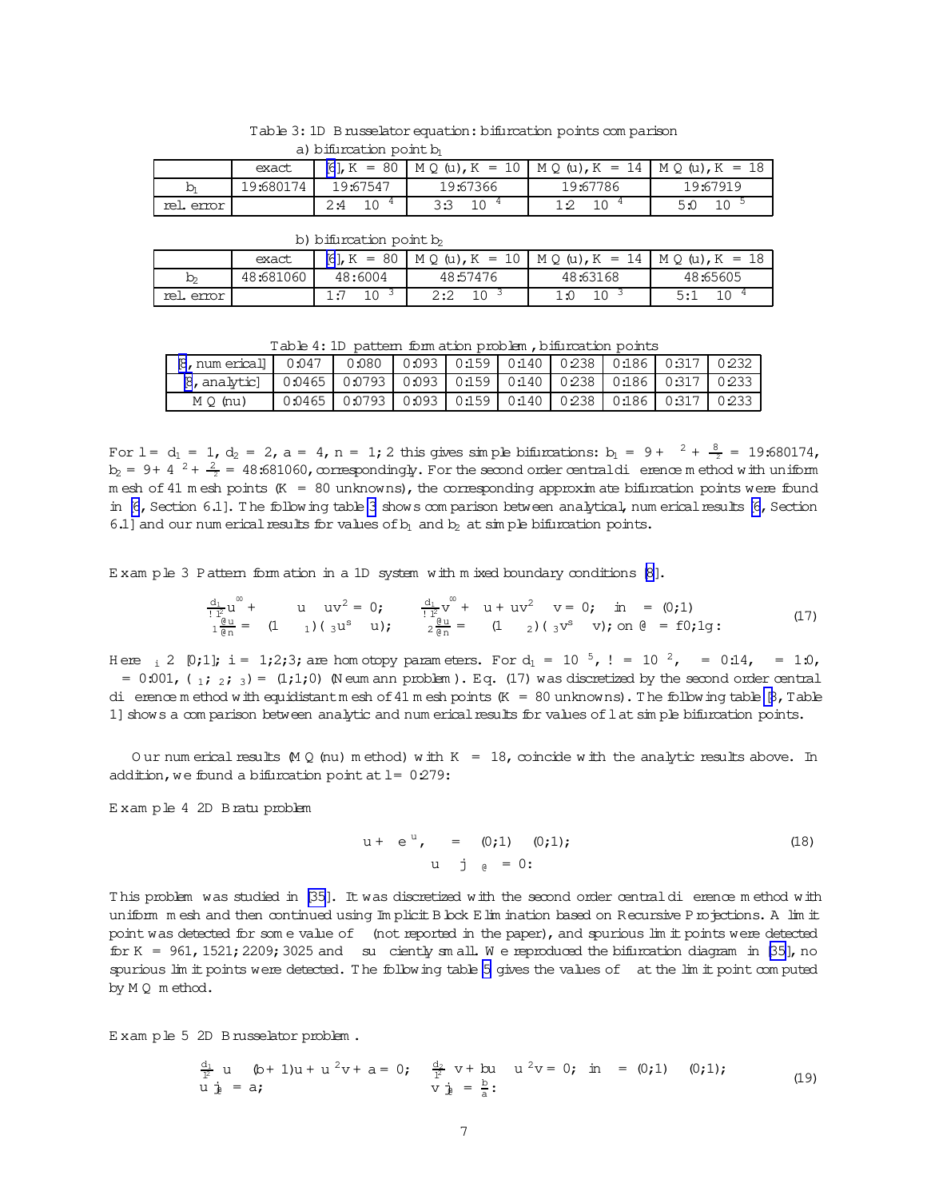Table 3: 1D Brusselator equation: bifurcation points comparison

a) bifurcation point $b_1$

| | exact | [6], K = 80 | MQ(u), K = 10 | MQ(u), K = 14 | MQ(u), K = 18 |
|---|---|---|---|---|---|
| $b_1$ | 19.680174 | 19.67547 | 19.67366 | 19.67786 | 19.67919 |
| rel. error | | $2.4 \cdot 10^{-4}$ | $3.3 \cdot 10^{-4}$ | $1.2 \cdot 10^{-4}$ | $5.0 \cdot 10^{-5}$ |

b) bifurcation point $b_2$

| | exact | [6], K = 80 | MQ(u), K = 10 | MQ(u), K = 14 | MQ(u), K = 18 |
|---|---|---|---|---|---|
| $b_2$ | 48.681060 | 48.6004 | 48.57476 | 48.63168 | 48.65605 |
| rel. error | | $1.7 \cdot 10^{-3}$ | $2.2 \cdot 10^{-3}$ | $1.0 \cdot 10^{-3}$ | $5.1 \cdot 10^{-4}$ |

Table 4: 1D pattern formation problem, bifurcation points

| [8, numerical] | 0.047 | 0.080 | 0.093 | 0.159 | 0.140 | 0.238 | 0.186 | 0.317 | 0.232 |
|---|---|---|---|---|---|---|---|---|---|
| [8, analytic] | 0.0465 | 0.0793 | 0.093 | 0.159 | 0.140 | 0.238 | 0.186 | 0.317 | 0.233 |
| MQ (nu) | 0.0465 | 0.0793 | 0.093 | 0.159 | 0.140 | 0.238 | 0.186 | 0.317 | 0.233 |

For $l = d_1 = 1$, $d_2 = 2$, $a = 4$, $n = 1;2$ this gives simple bifurcations: $b_1 = 9 + \pi^2 + \frac{8}{\pi^2} = 19.680174$, $b_2 = 9 + 4\pi^2 + \frac{2}{\pi^2} = 48.681060$, correspondingly. For the second order central difference method with uniform mesh of 41 mesh points ($K = 80$ unknowns), the corresponding approximate bifurcation points were found in [6, Section 6.1]. The following table 3 shows comparison between analytical, numerical results [6, Section 6.1] and our numerical results for values of $b_1$ and $b_2$ at simple bifurcation points.

**Example 3** Pattern formation in a 1D system with mixed boundary conditions [8].

$$
\begin{array}{ll}
\frac{d_1}{\omega l^2} u'' + \alpha - u - uv^2 = 0; & \frac{d_1}{\omega l^2} v'' + \beta u + uv^2 - v = 0; \quad \text{in } \Omega = (0;1) \\
\tau_1 \frac{\partial u}{\partial n} = (1 - \tau_1)(\tau_3 u^s - u); & \tau_2 \frac{\partial u}{\partial n} = (1 - \tau_2)(\tau_3 v^s - v); \text{ on } \partial\Omega = \{0;1\}:
\end{array}
\tag{17}
$$

Here $\tau_i \in [0;1]$; $i = 1;2;3$; are homotopy parameters. For $d_1 = 10^{-5}$, $\omega = 10^{-2}$, $\alpha = 0.14$, $\beta = 1.0$, $\epsilon = 0.001$, $(\tau_1;\tau_2;\tau_3) = (1;1;0)$ (Neumann problem). Eq. (17) was discretized by the second order central difference method with equidistant mesh of 41 mesh points ($K = 80$ unknowns). The following table [8, Table 1] shows a comparison between analytic and numerical results for values of $l$ at simple bifurcation points.

Our numerical results (MQ(nu) method) with $K = 18$, coincide with the analytic results above. In addition, we found a bifurcation point at $l = 0.279$:

**Example 4** 2D Bratu problem

$$
\begin{array}{c}
\Delta u + \lambda e^u, \quad \Omega = (0;1) \times (0;1); \\
u\,|_{\partial\Omega} = 0:
\end{array}
\tag{18}
$$

This problem was studied in [35]. It was discretized with the second order central difference method with uniform mesh and then continued using Implicit Block Elimination based on Recursive Projections. A limit point was detected for some value of $\lambda$ (not reported in the paper), and spurious limit points were detected for $K = 961, 1521; 2209; 3025$ and $\epsilon$ sufficiently small. We reproduced the bifurcation diagram in [35], no spurious limit points were detected. The following table 5 gives the values of $\lambda$ at the limit point computed by MQ method.

**Example 5** 2D Brusselator problem.

$$
\begin{array}{ll}
\frac{d_1}{l^2}\Delta u - (b+1)u + u^2 v + a = 0; & \frac{d_2}{l^2}\Delta v + bu - u^2 v = 0; \quad \text{in } \Omega = (0;1) \times (0;1); \\
u\,|_{\partial\Omega} = a; & v\,|_{\partial\Omega} = \frac{b}{a}:
\end{array}
\tag{19}
$$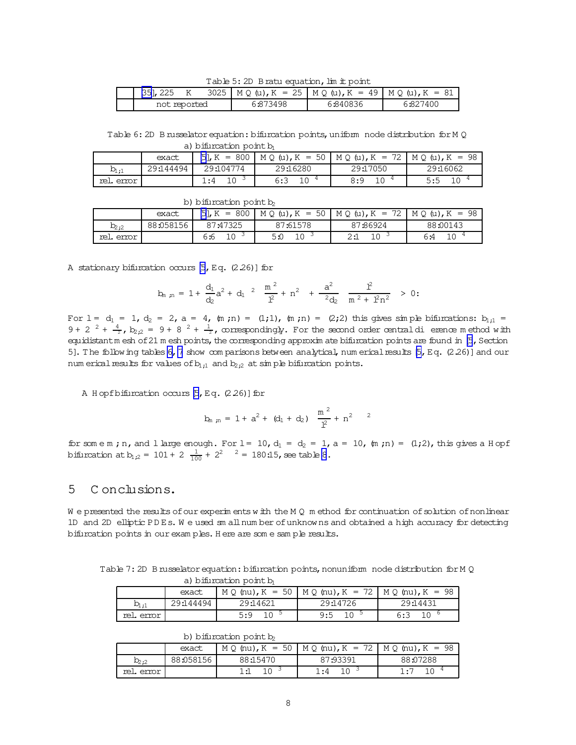Table 5: 2D Bratu equation, limit point

| | [35], 225 ≤ K ≤ 3025 | MQ (u), K = 25 | MQ (u), K = 49 | MQ (u), K = 81 |
|---|---|---|---|---|
| | not reported | 6.873498 | 6.840836 | 6.827400 |

Table 6: 2D Brusselator equation: bifurcation points, uniform node distribution for MQ

a) bifurcation point $b_1$

| | exact | [5], K = 800 | MQ (u), K = 50 | MQ (u), K = 72 | MQ (u), K = 98 |
|---|---|---|---|---|---|
| $b_{1,1}$ | 29.144494 | 29.104774 | 29.16280 | 29.17050 | 29.16062 |
| rel. error | | $1.4 \cdot 10^{-3}$ | $6.3 \cdot 10^{-4}$ | $8.9 \cdot 10^{-4}$ | $5.5 \cdot 10^{-4}$ |

b) bifurcation point $b_2$

| | exact | [5], K = 800 | MQ (u), K = 50 | MQ (u), K = 72 | MQ (u), K = 98 |
|---|---|---|---|---|---|
| $b_{2,2}$ | 88.058156 | 87.47325 | 87.61578 | 87.86924 | 88.00143 |
| rel. error | | $6.6 \cdot 10^{-3}$ | $5.0 \cdot 10^{-3}$ | $2.1 \cdot 10^{-3}$ | $6.4 \cdot 10^{-4}$ |

A stationary bifurcation occurs [5, Eq. (2.26)] for

$$b_{m,n} = 1 + \frac{d_1}{d_2}a^2 + d_1\pi^2\left(\frac{m^2}{l^2} + n^2\right) + \frac{a^2}{\pi^2 d_2}\left(\frac{l^2}{m^2 + l^2 n^2}\right) > 0.$$

For $l = d_1 = 1$, $d_2 = 2$, $a = 4$, $(m,n) = (1,1)$, $(m,n) = (2,2)$ this gives simple bifurcations: $b_{1,1} = 9 + 2\pi^2 + \frac{4}{\pi^2}$, $b_{2,2} = 9 + 8\pi^2 + \frac{1}{\pi^2}$, correspondingly. For the second order central difference method with equidistant mesh of 21 mesh points, the corresponding approximate bifurcation points are found in [5, Section 5]. The following tables 6, 7 show comparisons between analytical, numerical results [5, Eq. (2.26)] and our numerical results for values of $b_{1,1}$ and $b_{2,2}$ at simple bifurcation points.

A Hopf bifurcation occurs [5, Eq. (2.26)] for

$$b_{m,n} = 1 + a^2 + (d_1 + d_2)\left(\frac{m^2}{l^2} + n^2\right)\pi^2$$

for some $m, n$, and $l$ large enough. For $l = 10$, $d_1 = d_2 = 1$, $a = 10$, $(m,n) = (1,2)$, this gives a Hopf bifurcation at $b_{1,2} = 101 + 2\left(\frac{1}{100} + 2^2\right)\pi^2 = 180.15$, see table 8.

# 5 Conclusions.

We presented the results of our experiments with the MQ method for continuation of solution of nonlinear 1D and 2D elliptic PDEs. We used small number of unknowns and obtained a high accuracy for detecting bifurcation points in our examples. Here are some sample results.

Table 7: 2D Brusselator equation: bifurcation points, nonuniform node distribution for MQ

a) bifurcation point $b_1$

| | exact | MQ (nu), K = 50 | MQ (nu), K = 72 | MQ (nu), K = 98 |
|---|---|---|---|---|
| $b_{1,1}$ | 29.144494 | 29.14621 | 29.14726 | 29.14431 |
| rel. error | | $5.9 \cdot 10^{-5}$ | $9.5 \cdot 10^{-5}$ | $6.3 \cdot 10^{-6}$ |

b) bifurcation point $b_2$

| | exact | MQ (nu), K = 50 | MQ (nu), K = 72 | MQ (nu), K = 98 |
|---|---|---|---|---|
| $b_{2,2}$ | 88.058156 | 88.15470 | 87.93391 | 88.07288 |
| rel. error | | $1.1 \cdot 10^{-3}$ | $1.4 \cdot 10^{-3}$ | $1.7 \cdot 10^{-4}$ |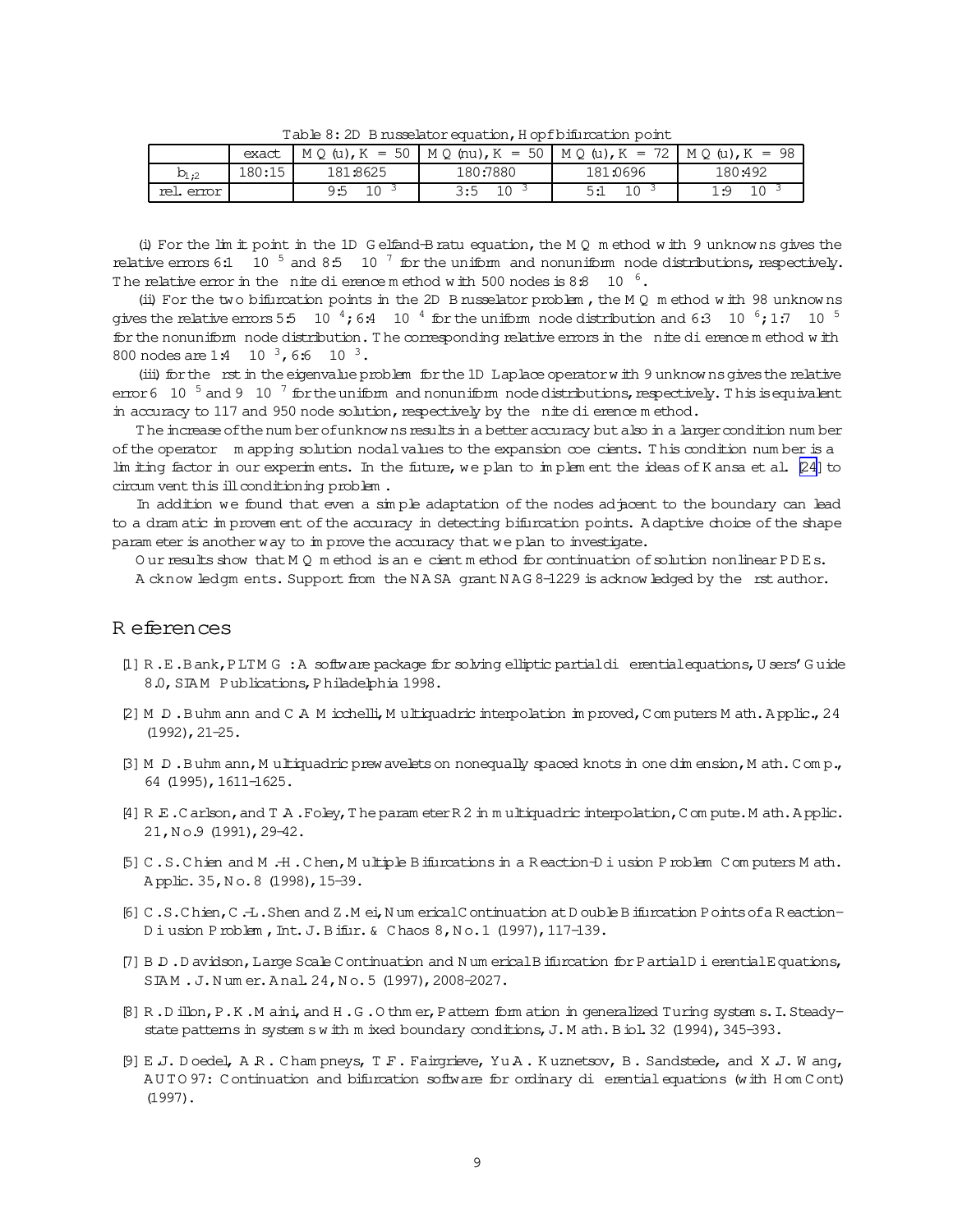Table 8: 2D Brusselator equation, Hopf bifurcation point

| | exact | MQ (u), $K = 50$ | MQ (nu), $K = 50$ | MQ (u), $K = 72$ | MQ (u), $K = 98$ |
|---|---|---|---|---|---|
| $b_{1;2}$ | 180.15 | 181.8625 | 180.7880 | 181.0696 | 180.492 |
| rel. error | | $9.5 \cdot 10^{-3}$ | $3.5 \cdot 10^{-3}$ | $5.1 \cdot 10^{-3}$ | $1.9 \cdot 10^{-3}$ |

(i) For the limit point in the 1D Gelfand-Bratu equation, the MQ method with 9 unknowns gives the relative errors $6.1 \cdot 10^{-5}$ and $8.5 \cdot 10^{-7}$ for the uniform and nonuniform node distributions, respectively. The relative error in the finite difference method with 500 nodes is $8.8 \cdot 10^{-6}$.

(ii) For the two bifurcation points in the 2D Brusselator problem, the MQ method with 98 unknowns gives the relative errors $5.5 \cdot 10^{-4}$; $6.4 \cdot 10^{-4}$ for the uniform node distribution and $6.3 \cdot 10^{-6}$; $1.7 \cdot 10^{-5}$ for the nonuniform node distribution. The corresponding relative errors in the finite difference method with 800 nodes are $1.4 \cdot 10^{-3}$, $6.6 \cdot 10^{-3}$.

(iii) for the first in the eigenvalue problem for the 1D Laplace operator with 9 unknowns gives the relative error $6 \cdot 10^{-5}$ and $9 \cdot 10^{-7}$ for the uniform and nonuniform node distributions, respectively. This is equivalent in accuracy to 117 and 950 node solution, respectively by the finite difference method.

The increase of the number of unknowns results in a better accuracy but also in a larger condition number of the operator mapping solution nodal values to the expansion coefficients. This condition number is a limiting factor in our experiments. In the future, we plan to implement the ideas of Kansa et al. [24] to circumvent this ill conditioning problem.

In addition we found that even a simple adaptation of the nodes adjacent to the boundary can lead to a dramatic improvement of the accuracy in detecting bifurcation points. Adaptive choice of the shape parameter is another way to improve the accuracy that we plan to investigate.

Our results show that MQ method is an efficient method for continuation of solution nonlinear PDEs.

Acknowledgments. Support from the NASA grant NAG8-1229 is acknowledged by the first author.

# References

[1] R.E. Bank, PLTMG: A software package for solving elliptic partial differential equations, Users' Guide 8.0, SIAM Publications, Philadelphia 1998.

[2] M.D. Buhmann and C.A. Micchelli, Multiquadric interpolation improved, Computers Math. Applic., 24 (1992), 21–25.

[3] M.D. Buhmann, Multiquadric prewavelets on nonequally spaced knots in one dimension, Math. Comp., 64 (1995), 1611–1625.

[4] R.E. Carlson, and T.A. Foley, The parameter R2 in multiquadric interpolation, Compute. Math. Applic. 21, No.9 (1991), 29–42.

[5] C.S. Chien and M.-H. Chen, Multiple Bifurcations in a Reaction-Diffusion Problem Computers Math. Applic. 35, No.8 (1998), 15–39.

[6] C.S. Chien, C.-L. Shen and Z. Mei, Numerical Continuation at Double Bifurcation Points of a Reaction-Diffusion Problem, Int. J. Bifur. & Chaos 8, No.1 (1997), 117–139.

[7] B.D. Davidson, Large Scale Continuation and Numerical Bifurcation for Partial Differential Equations, SIAM. J. Numer. Anal. 24, No.5 (1997), 2008–2027.

[8] R. Dillon, P.K. Maini, and H.G. Othmer, Pattern formation in generalized Turing systems. I. Steady-state patterns in systems with mixed boundary conditions, J. Math. Biol. 32 (1994), 345–393.

[9] E.J. Doedel, A.R. Champneys, T.F. Fairgrieve, Yu.A. Kuznetsov, B. Sandstede, and X.J. Wang, AUTO97: Continuation and bifurcation software for ordinary differential equations (with HomCont) (1997).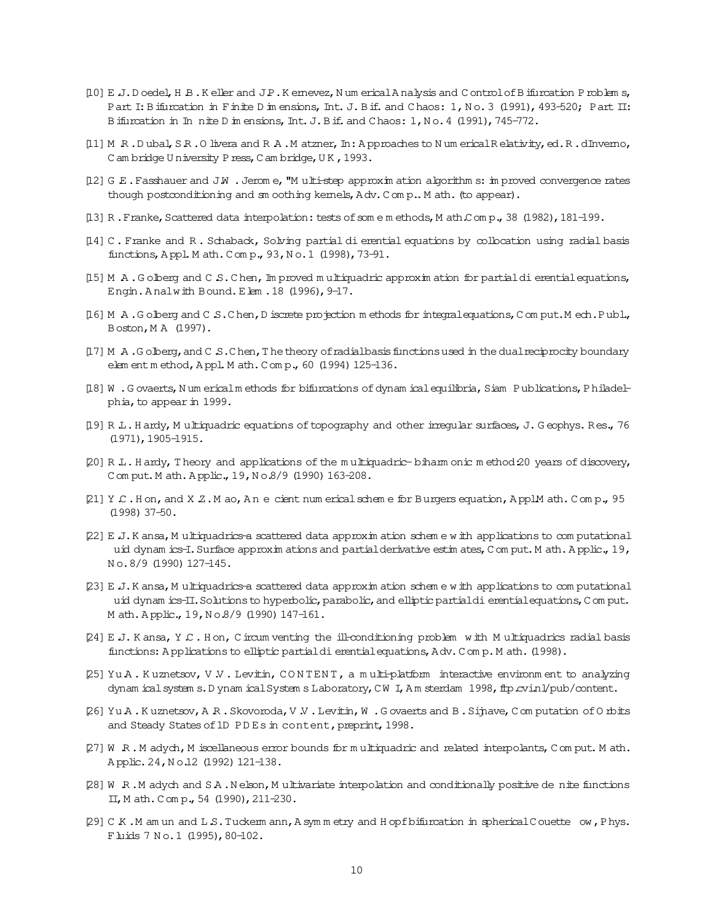[10] E.J. Doedel, H.B. Keller and J.P. Kernevez, Numerical Analysis and Control of Bifurcation Problems, Part I: Bifurcation in Finite Dimensions, Int. J. Bif. and Chaos: 1, No. 3 (1991), 493–520; Part II: Bifurcation in Infinite Dimensions, Int. J. Bif. and Chaos: 1, No. 4 (1991), 745–772.

[11] M.R. Dubal, S.R. Olivera and R.A. Matzner, In: Approaches to Numerical Relativity, ed. R. dInverno, Cambridge University Press, Cambridge, UK, 1993.

[12] G.E. Fasshauer and J.W. Jerome, "Multi-step approximation algorithms: improved convergence rates though postconditioning and smoothing kernels, Adv. Comp.. Math. (to appear).

[13] R. Franke, Scattered data interpolation: tests of some methods, Math.Comp., 38 (1982), 181–199.

[14] C. Franke and R. Schaback, Solving partial differential equations by collocation using radial basis functions, Appl. Math. Comp., 93, No. 1 (1998), 73–91.

[15] M.A. Golberg and C.S. Chen, Improved multiquadric approximation for partial differential equations, Engin. Anal with Bound. Elem. 18 (1996), 9–17.

[16] M.A. Golberg and C.S. Chen, Discrete projection methods for integral equations, Comput. Mech. Publ., Boston, MA (1997).

[17] M.A. Golberg, and C.S. Chen, The theory of radial basis functions used in the dual reciprocity boundary element method, Appl. Math. Comp., 60 (1994) 125–136.

[18] W. Govaerts, Numerical methods for bifurcations of dynamical equilibria, Siam Publications, Philadelphia, to appear in 1999.

[19] R.L. Hardy, Multiquadric equations of topography and other irregular surfaces, J. Geophys. Res., 76 (1971), 1905–1915.

[20] R.L. Hardy, Theory and applications of the multiquadric-biharmonic method: 20 years of discovery, Comput. Math. Applic., 19, No.8/9 (1990) 163–208.

[21] Y.C. Hon, and X.Z. Mao, An efficient numerical scheme for Burgers equation, Appl. Math. Comp., 95 (1998) 37–50.

[22] E.J. Kansa, Multiquadrics–a scattered data approximation scheme with applications to computational fluid dynamics–I. Surface approximations and partial derivative estimates, Comput. Math. Applic., 19, No. 8/9 (1990) 127–145.

[23] E.J. Kansa, Multiquadrics–a scattered data approximation scheme with applications to computational fluid dynamics–II. Solutions to hyperbolic, parabolic, and elliptic partial differential equations, Comput. Math. Applic., 19, No.8/9 (1990) 147–161.

[24] E.J. Kansa, Y.C. Hon, Circumventing the ill-conditioning problem with Multiquadrics radial basis functions: Applications to elliptic partial differential equations, Adv. Comp. Math. (1998).

[25] Yu.A. Kuznetsov, V.V. Levitin, CONTENT, a multi-platform interactive environment to analyzing dynamical systems. Dynamical Systems Laboratory, CWI, Amsterdam 1998, ftp.cwi.nl/pub/content.

[26] Yu.A. Kuznetsov, A.R. Skovoroda, V.V. Levitin, W. Govaerts and B. Sijnave, Computation of Orbits and Steady States of 1D PDEs in content, preprint, 1998.

[27] W.R. Madych, Miscellaneous error bounds for multiquadric and related interpolants, Comput. Math. Applic. 24, No.12 (1992) 121–138.

[28] W.R. Madych and S.A. Nelson, Multivariate interpolation and conditionally positive definite functions II, Math. Comp., 54 (1990), 211–230.

[29] C.K. Mamun and L.S. Tuckermann, Asymmetry and Hopf bifurcation in spherical Couette flow, Phys. Fluids 7 No. 1 (1995), 80–102.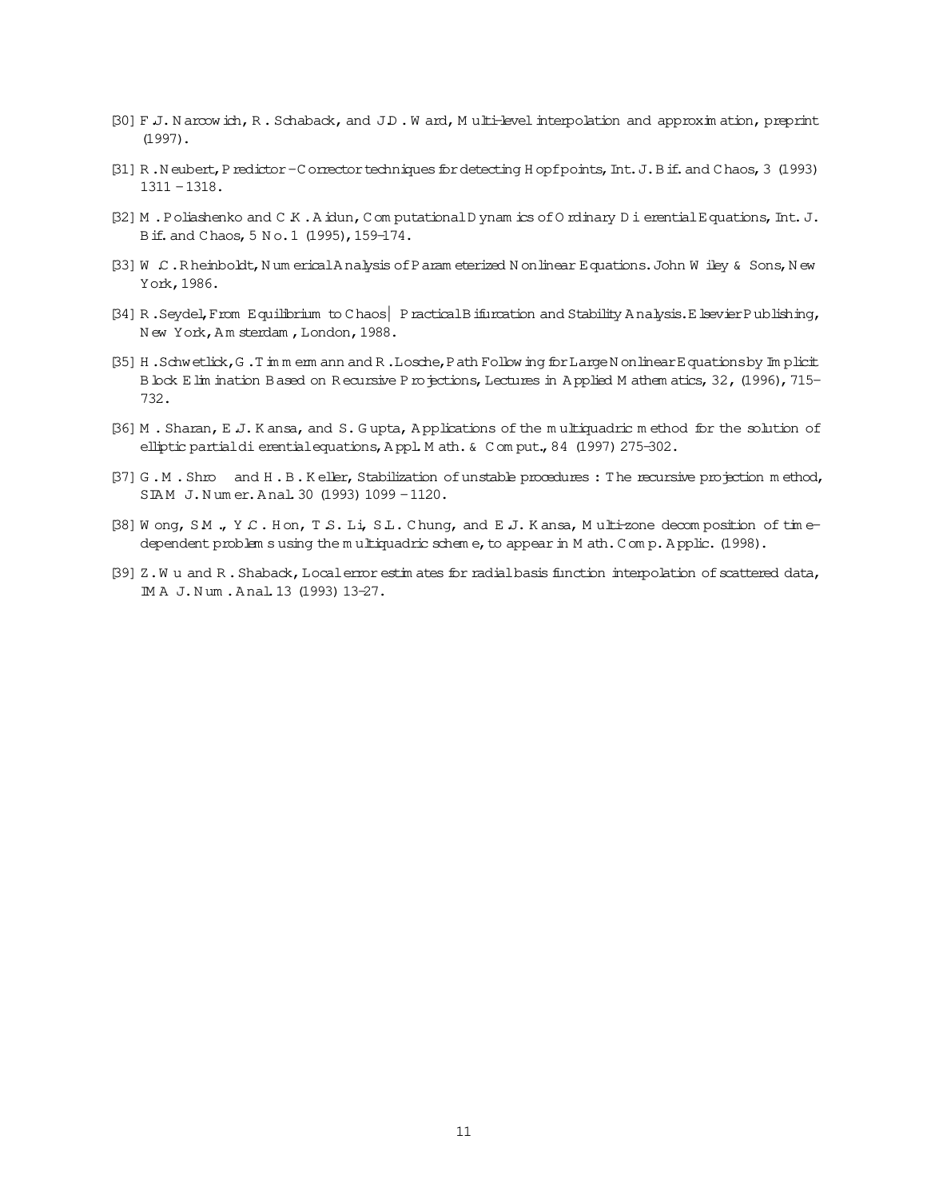[30] F.J. Narcowich, R. Schaback, and J.D. Ward, Multi-level interpolation and approximation, preprint (1997).

[31] R. Neubert, Predictor-Corrector techniques for detecting Hopf points, Int. J. Bif. and Chaos, 3 (1993) 1311 – 1318.

[32] M. Poliashenko and C.K. Aidun, Computational Dynamics of Ordinary Differential Equations, Int. J. Bif. and Chaos, 5 No. 1 (1995), 159–174.

[33] W.C. Rheinboldt, Numerical Analysis of Parameterized Nonlinear Equations. John Wiley & Sons, New York, 1986.

[34] R. Seydel, From Equilibrium to Chaos — Practical Bifurcation and Stability Analysis. Elsevier Publishing, New York, Amsterdam, London, 1988.

[35] H. Schwetlick, G. Timmermann and R. Losche, Path Following for Large Nonlinear Equations by Implicit Block Elimination Based on Recursive Projections, Lectures in Applied Mathematics, 32, (1996), 715–732.

[36] M. Sharan, E.J. Kansa, and S. Gupta, Applications of the multiquadric method for the solution of elliptic partial differential equations, Appl. Math. & Comput., 84 (1997) 275–302.

[37] G.M. Shroff and H.B. Keller, Stabilization of unstable procedures: The recursive projection method, SIAM J. Numer. Anal. 30 (1993) 1099 – 1120.

[38] Wong, S.M., Y.C. Hon, T.S. Li, S.L. Chung, and E.J. Kansa, Multi-zone decomposition of time-dependent problems using the multiquadric scheme, to appear in Math. Comp. Applic. (1998).

[39] Z. Wu and R. Shaback, Local error estimates for radial basis function interpolation of scattered data, IMA J. Num. Anal. 13 (1993) 13–27.